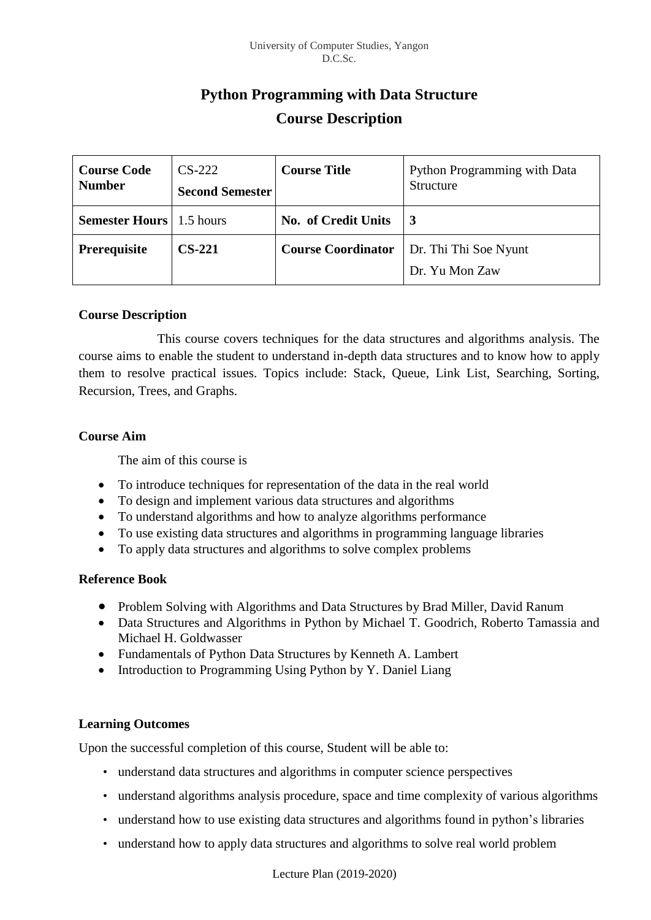# Python Programming with Data Structure

## Course Description

| **Course Code Number** | CS-222 **Second Semester** | **Course Title** | Python Programming with Data Structure |
|---|---|---|---|
| **Semester Hours** | 1.5 hours | **No. of Credit Units** | **3** |
| **Prerequisite** | **CS-221** | **Course Coordinator** | Dr. Thi Thi Soe Nyunt<br>Dr. Yu Mon Zaw |

### Course Description

This course covers techniques for the data structures and algorithms analysis. The course aims to enable the student to understand in-depth data structures and to know how to apply them to resolve practical issues. Topics include: Stack, Queue, Link List, Searching, Sorting, Recursion, Trees, and Graphs.

### Course Aim

The aim of this course is

- To introduce techniques for representation of the data in the real world
- To design and implement various data structures and algorithms
- To understand algorithms and how to analyze algorithms performance
- To use existing data structures and algorithms in programming language libraries
- To apply data structures and algorithms to solve complex problems

### Reference Book

- Problem Solving with Algorithms and Data Structures by Brad Miller, David Ranum
- Data Structures and Algorithms in Python by Michael T. Goodrich, Roberto Tamassia and Michael H. Goldwasser
- Fundamentals of Python Data Structures by Kenneth A. Lambert
- Introduction to Programming Using Python by Y. Daniel Liang

### Learning Outcomes

Upon the successful completion of this course, Student will be able to:

- understand data structures and algorithms in computer science perspectives
- understand algorithms analysis procedure, space and time complexity of various algorithms
- understand how to use existing data structures and algorithms found in python's libraries
- understand how to apply data structures and algorithms to solve real world problem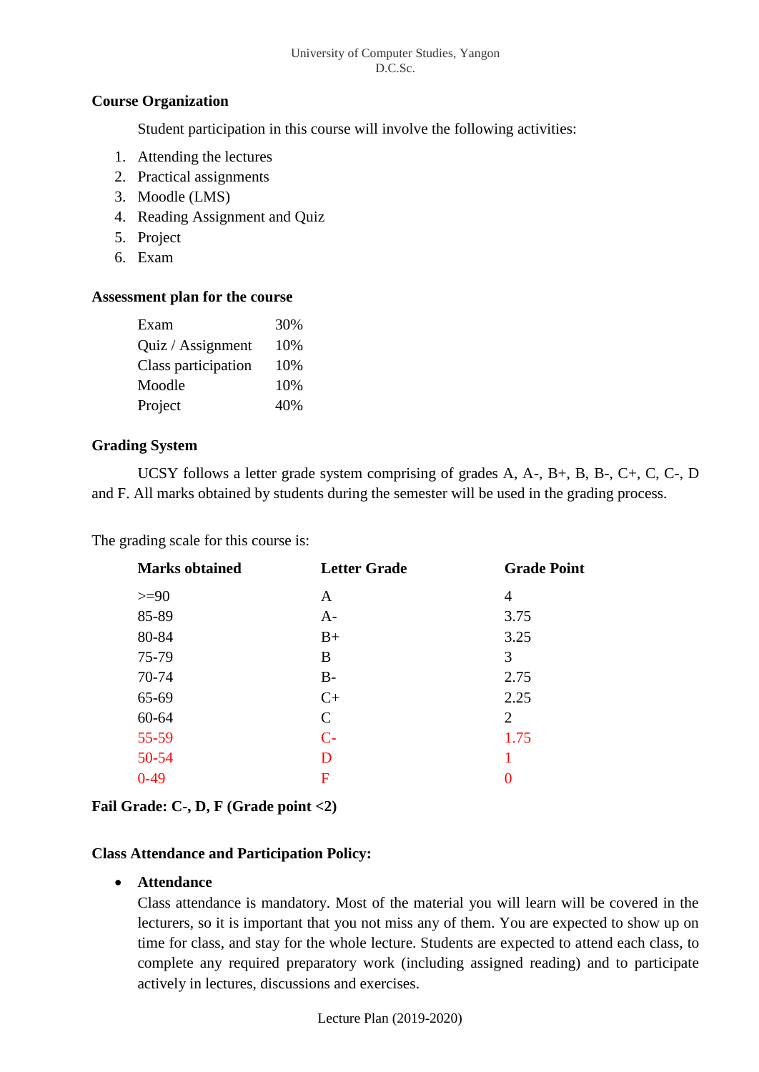## Course Organization

Student participation in this course will involve the following activities:

1. Attending the lectures
2. Practical assignments
3. Moodle (LMS)
4. Reading Assignment and Quiz
5. Project
6. Exam

## Assessment plan for the course

| | |
|---|---|
| Exam | 30% |
| Quiz / Assignment | 10% |
| Class participation | 10% |
| Moodle | 10% |
| Project | 40% |

## Grading System

UCSY follows a letter grade system comprising of grades A, A-, B+, B, B-, C+, C, C-, D and F. All marks obtained by students during the semester will be used in the grading process.

The grading scale for this course is:

| Marks obtained | Letter Grade | Grade Point |
|---|---|---|
| >=90 | A | 4 |
| 85-89 | A- | 3.75 |
| 80-84 | B+ | 3.25 |
| 75-79 | B | 3 |
| 70-74 | B- | 2.75 |
| 65-69 | C+ | 2.25 |
| 60-64 | C | 2 |
| 55-59 | C- | 1.75 |
| 50-54 | D | 1 |
| 0-49 | F | 0 |

**Fail Grade: C-, D, F (Grade point <2)**

## Class Attendance and Participation Policy:

- **Attendance**
  Class attendance is mandatory. Most of the material you will learn will be covered in the lecturers, so it is important that you not miss any of them. You are expected to show up on time for class, and stay for the whole lecture. Students are expected to attend each class, to complete any required preparatory work (including assigned reading) and to participate actively in lectures, discussions and exercises.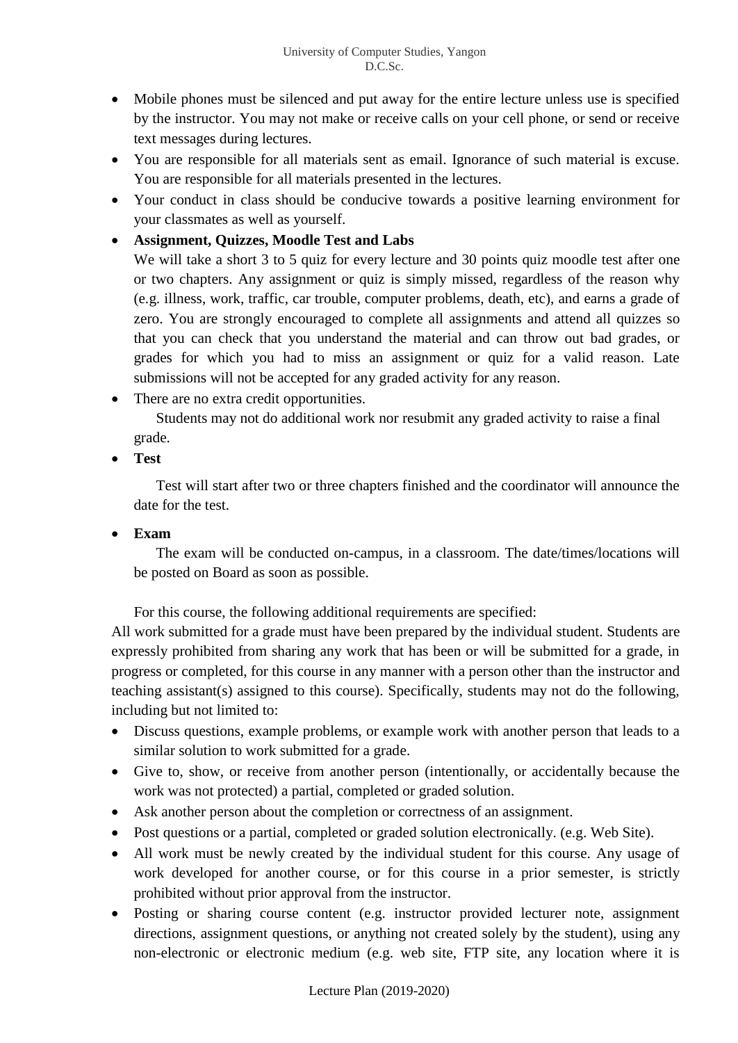- Mobile phones must be silenced and put away for the entire lecture unless use is specified by the instructor. You may not make or receive calls on your cell phone, or send or receive text messages during lectures.
- You are responsible for all materials sent as email. Ignorance of such material is excuse. You are responsible for all materials presented in the lectures.
- Your conduct in class should be conducive towards a positive learning environment for your classmates as well as yourself.
- **Assignment, Quizzes, Moodle Test and Labs**
  We will take a short 3 to 5 quiz for every lecture and 30 points quiz moodle test after one or two chapters. Any assignment or quiz is simply missed, regardless of the reason why (e.g. illness, work, traffic, car trouble, computer problems, death, etc), and earns a grade of zero. You are strongly encouraged to complete all assignments and attend all quizzes so that you can check that you understand the material and can throw out bad grades, or grades for which you had to miss an assignment or quiz for a valid reason. Late submissions will not be accepted for any graded activity for any reason.
- There are no extra credit opportunities.
  Students may not do additional work nor resubmit any graded activity to raise a final grade.
- **Test**
  Test will start after two or three chapters finished and the coordinator will announce the date for the test.
- **Exam**
  The exam will be conducted on-campus, in a classroom. The date/times/locations will be posted on Board as soon as possible.

For this course, the following additional requirements are specified:

All work submitted for a grade must have been prepared by the individual student. Students are expressly prohibited from sharing any work that has been or will be submitted for a grade, in progress or completed, for this course in any manner with a person other than the instructor and teaching assistant(s) assigned to this course). Specifically, students may not do the following, including but not limited to:

- Discuss questions, example problems, or example work with another person that leads to a similar solution to work submitted for a grade.
- Give to, show, or receive from another person (intentionally, or accidentally because the work was not protected) a partial, completed or graded solution.
- Ask another person about the completion or correctness of an assignment.
- Post questions or a partial, completed or graded solution electronically. (e.g. Web Site).
- All work must be newly created by the individual student for this course. Any usage of work developed for another course, or for this course in a prior semester, is strictly prohibited without prior approval from the instructor.
- Posting or sharing course content (e.g. instructor provided lecturer note, assignment directions, assignment questions, or anything not created solely by the student), using any non-electronic or electronic medium (e.g. web site, FTP site, any location where it is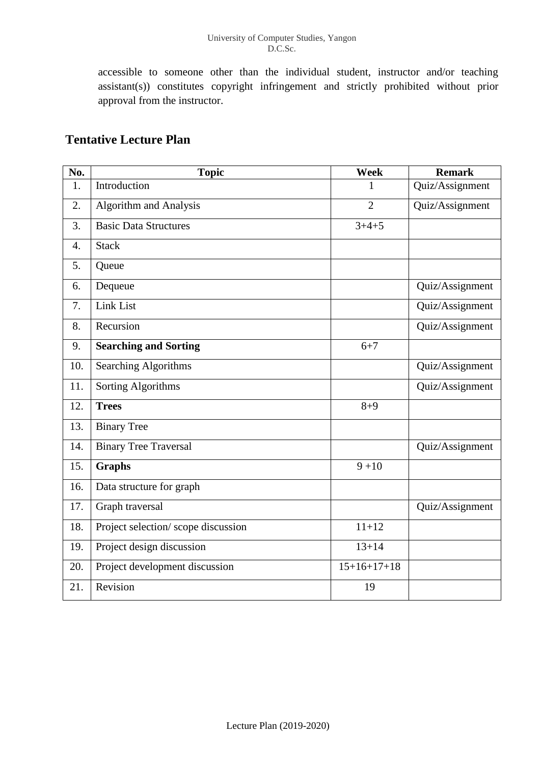accessible to someone other than the individual student, instructor and/or teaching assistant(s)) constitutes copyright infringement and strictly prohibited without prior approval from the instructor.

## Tentative Lecture Plan

| No. | Topic | Week | Remark |
|---|---|---|---|
| 1. | Introduction | 1 | Quiz/Assignment |
| 2. | Algorithm and Analysis | 2 | Quiz/Assignment |
| 3. | Basic Data Structures | 3+4+5 | |
| 4. | Stack | | |
| 5. | Queue | | |
| 6. | Dequeue | | Quiz/Assignment |
| 7. | Link List | | Quiz/Assignment |
| 8. | Recursion | | Quiz/Assignment |
| 9. | **Searching and Sorting** | 6+7 | |
| 10. | Searching Algorithms | | Quiz/Assignment |
| 11. | Sorting Algorithms | | Quiz/Assignment |
| 12. | **Trees** | 8+9 | |
| 13. | Binary Tree | | |
| 14. | Binary Tree Traversal | | Quiz/Assignment |
| 15. | **Graphs** | 9 +10 | |
| 16. | Data structure for graph | | |
| 17. | Graph traversal | | Quiz/Assignment |
| 18. | Project selection/ scope discussion | 11+12 | |
| 19. | Project design discussion | 13+14 | |
| 20. | Project development discussion | 15+16+17+18 | |
| 21. | Revision | 19 | |